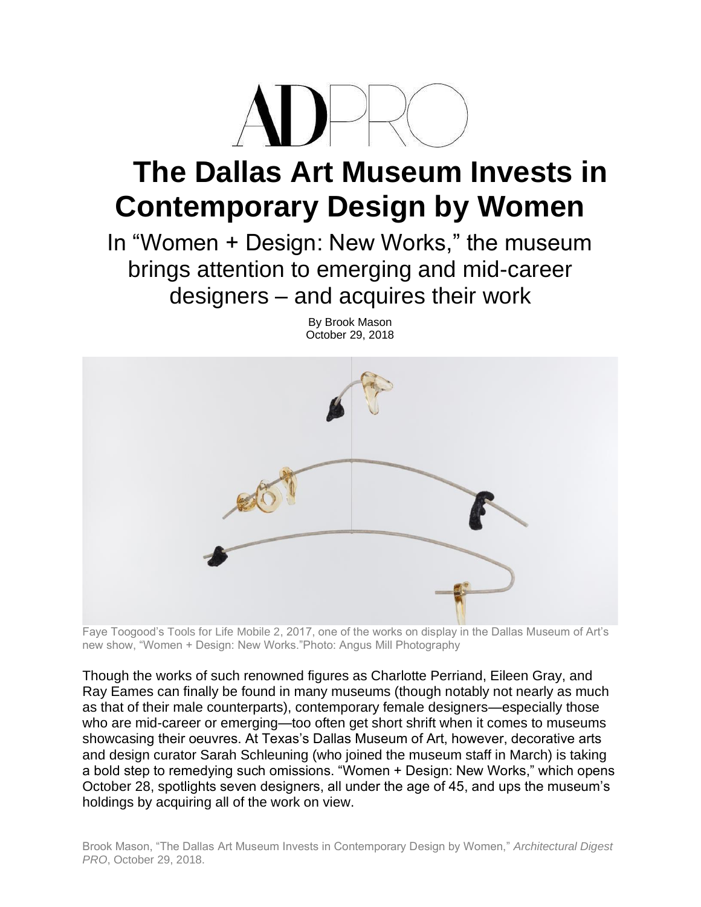ADPRO

# The Dallas Art Museum Invests in Contemporary Design by Women

## In "Women + Design: New Works," the museum brings attention to emerging and mid-career designers – and acquires their work

By Brook Mason
October 29, 2018

Faye Toogood's Tools for Life Mobile 2, 2017, one of the works on display in the Dallas Museum of Art's new show, "Women + Design: New Works."Photo: Angus Mill Photography

Though the works of such renowned figures as Charlotte Perriand, Eileen Gray, and Ray Eames can finally be found in many museums (though notably not nearly as much as that of their male counterparts), contemporary female designers—especially those who are mid-career or emerging—too often get short shrift when it comes to museums showcasing their oeuvres. At Texas's Dallas Museum of Art, however, decorative arts and design curator Sarah Schleuning (who joined the museum staff in March) is taking a bold step to remedying such omissions. "Women + Design: New Works," which opens October 28, spotlights seven designers, all under the age of 45, and ups the museum's holdings by acquiring all of the work on view.

Brook Mason, "The Dallas Art Museum Invests in Contemporary Design by Women," *Architectural Digest PRO*, October 29, 2018.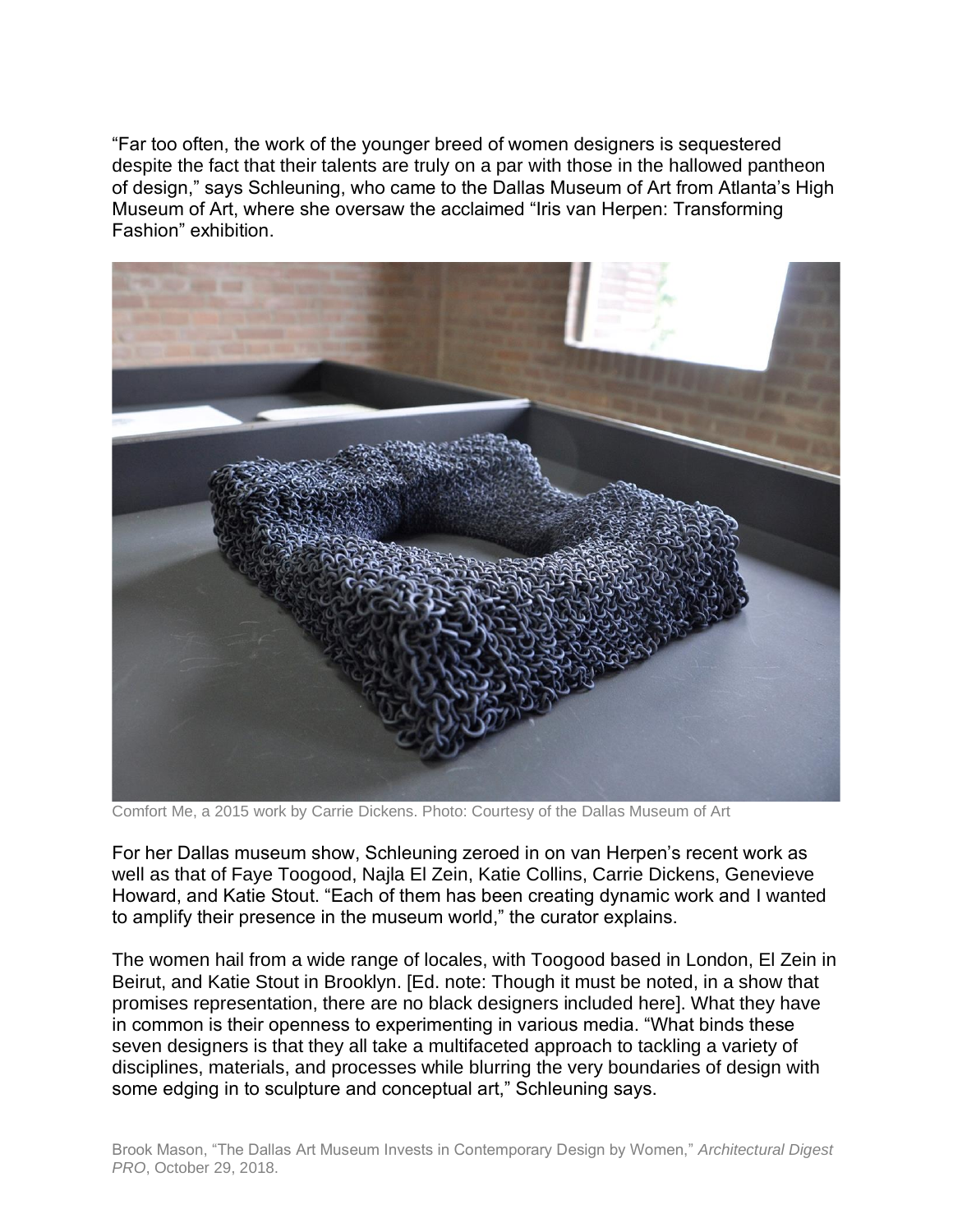"Far too often, the work of the younger breed of women designers is sequestered despite the fact that their talents are truly on a par with those in the hallowed pantheon of design," says Schleuning, who came to the Dallas Museum of Art from Atlanta's High Museum of Art, where she oversaw the acclaimed "Iris van Herpen: Transforming Fashion" exhibition.

Comfort Me, a 2015 work by Carrie Dickens. Photo: Courtesy of the Dallas Museum of Art

For her Dallas museum show, Schleuning zeroed in on van Herpen's recent work as well as that of Faye Toogood, Najla El Zein, Katie Collins, Carrie Dickens, Genevieve Howard, and Katie Stout. "Each of them has been creating dynamic work and I wanted to amplify their presence in the museum world," the curator explains.

The women hail from a wide range of locales, with Toogood based in London, El Zein in Beirut, and Katie Stout in Brooklyn. [Ed. note: Though it must be noted, in a show that promises representation, there are no black designers included here]. What they have in common is their openness to experimenting in various media. "What binds these seven designers is that they all take a multifaceted approach to tackling a variety of disciplines, materials, and processes while blurring the very boundaries of design with some edging in to sculpture and conceptual art," Schleuning says.

Brook Mason, "The Dallas Art Museum Invests in Contemporary Design by Women," *Architectural Digest PRO*, October 29, 2018.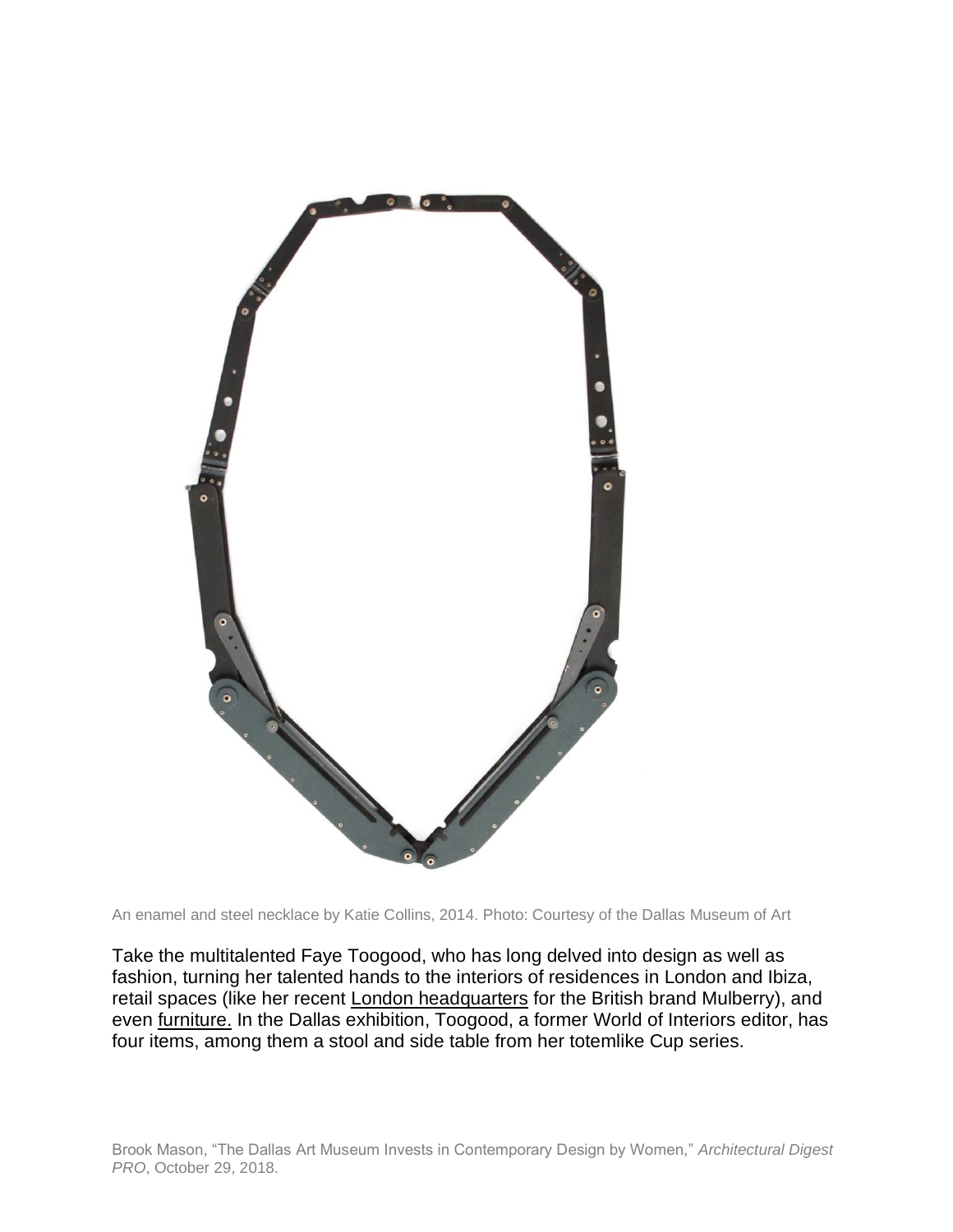An enamel and steel necklace by Katie Collins, 2014. Photo: Courtesy of the Dallas Museum of Art

Take the multitalented Faye Toogood, who has long delved into design as well as fashion, turning her talented hands to the interiors of residences in London and Ibiza, retail spaces (like her recent London headquarters for the British brand Mulberry), and even furniture. In the Dallas exhibition, Toogood, a former World of Interiors editor, has four items, among them a stool and side table from her totemlike Cup series.

Brook Mason, "The Dallas Art Museum Invests in Contemporary Design by Women," *Architectural Digest PRO*, October 29, 2018.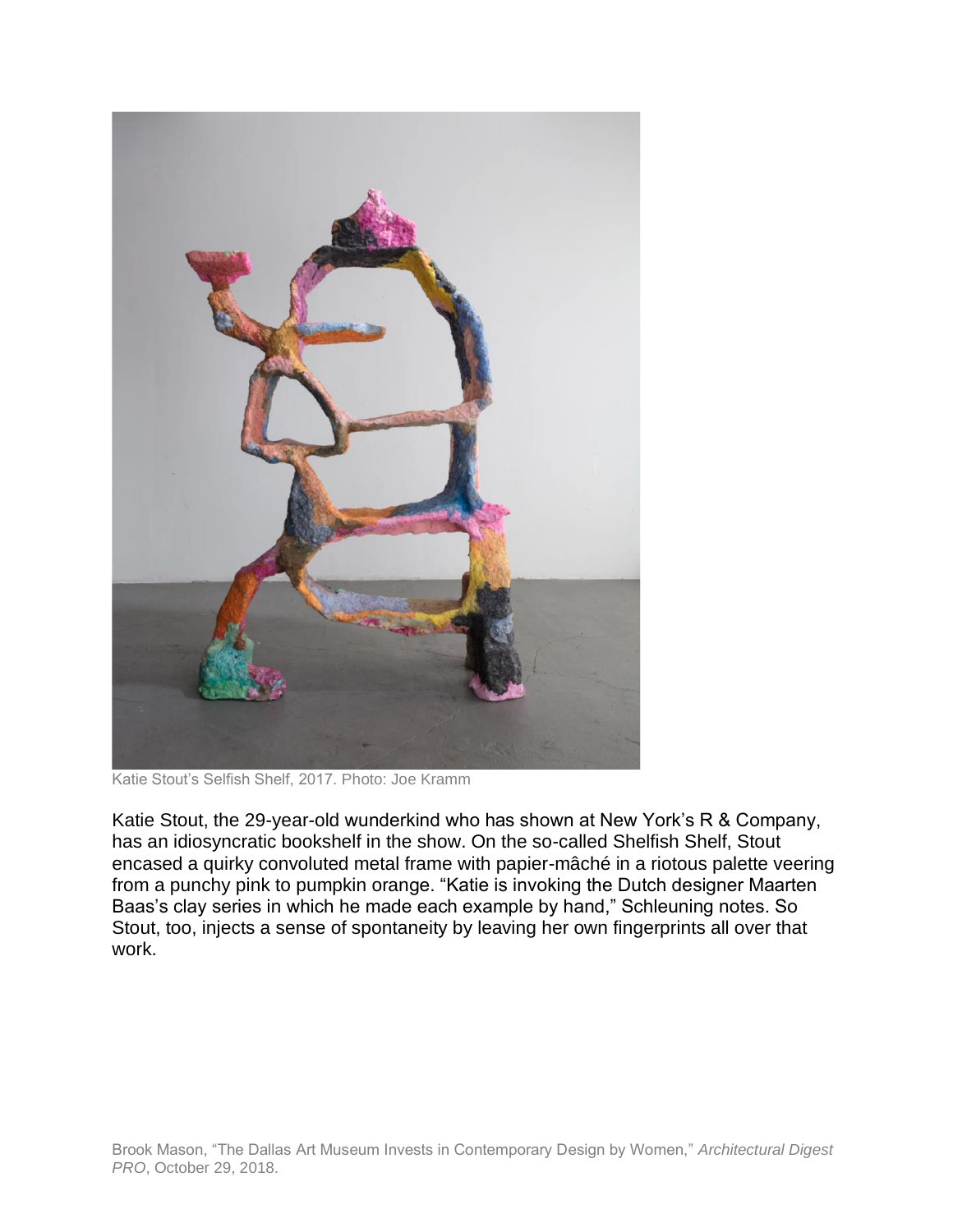Katie Stout's Selfish Shelf, 2017. Photo: Joe Kramm

Katie Stout, the 29-year-old wunderkind who has shown at New York's R & Company, has an idiosyncratic bookshelf in the show. On the so-called Shelfish Shelf, Stout encased a quirky convoluted metal frame with papier-mâché in a riotous palette veering from a punchy pink to pumpkin orange. "Katie is invoking the Dutch designer Maarten Baas's clay series in which he made each example by hand," Schleuning notes. So Stout, too, injects a sense of spontaneity by leaving her own fingerprints all over that work.

Brook Mason, "The Dallas Art Museum Invests in Contemporary Design by Women," *Architectural Digest PRO*, October 29, 2018.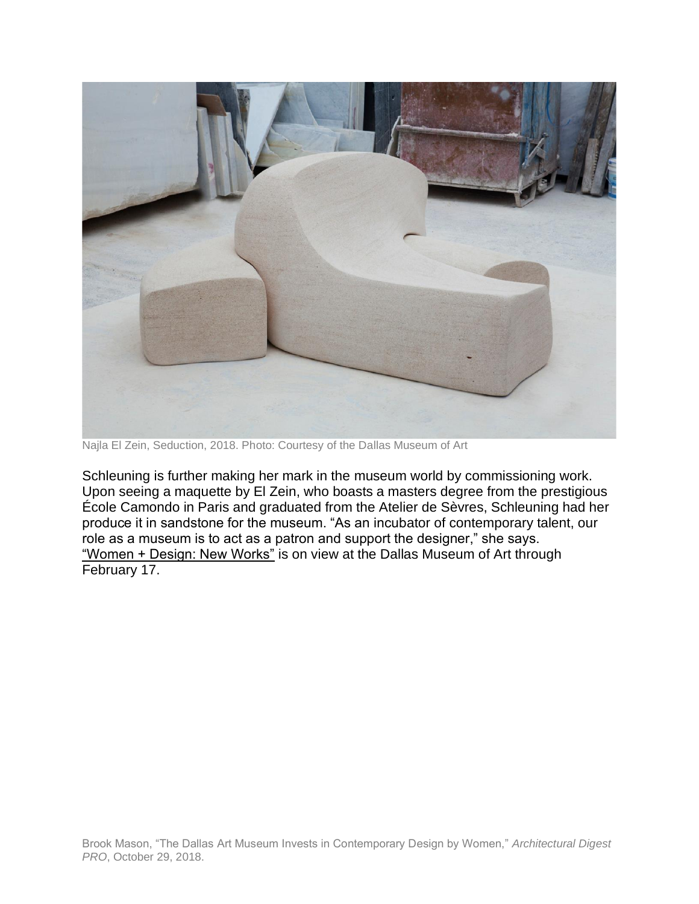Najla El Zein, Seduction, 2018. Photo: Courtesy of the Dallas Museum of Art

Schleuning is further making her mark in the museum world by commissioning work. Upon seeing a maquette by El Zein, who boasts a masters degree from the prestigious École Camondo in Paris and graduated from the Atelier de Sèvres, Schleuning had her produce it in sandstone for the museum. "As an incubator of contemporary talent, our role as a museum is to act as a patron and support the designer," she says. "Women + Design: New Works" is on view at the Dallas Museum of Art through February 17.

Brook Mason, "The Dallas Art Museum Invests in Contemporary Design by Women," *Architectural Digest PRO*, October 29, 2018.